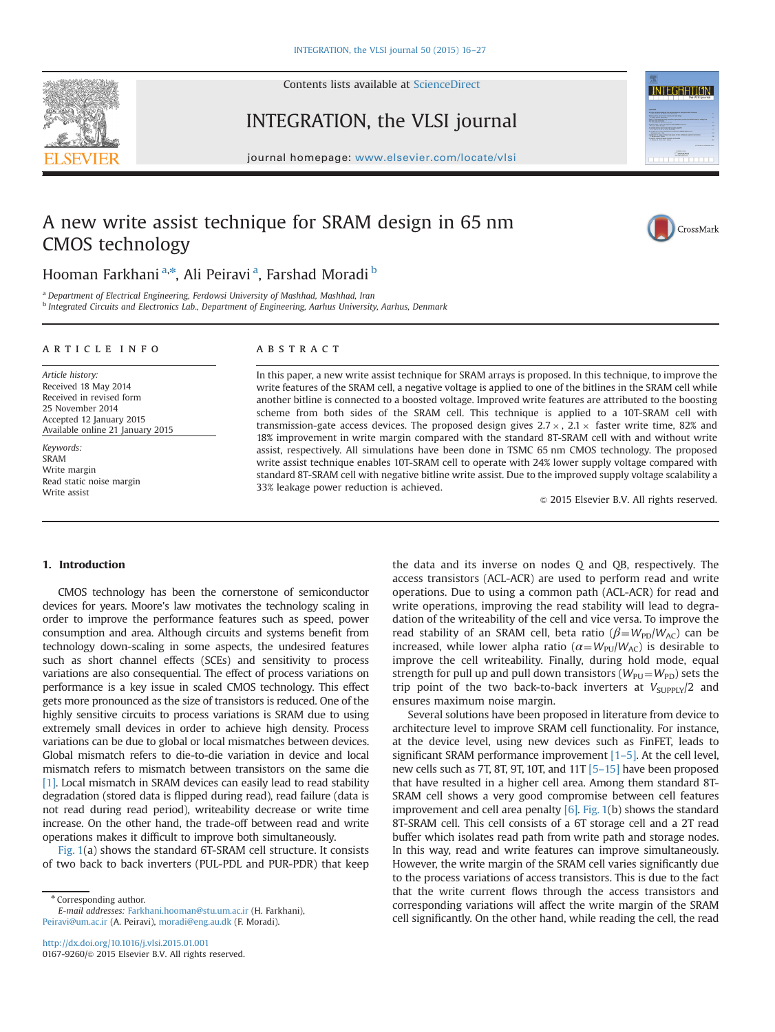Contents lists available at ScienceDirect

INTEGRATION, the VLSI journal

journal homepage: www.elsevier.com/locate/vlsi

# A new write assist technique for SRAM design in 65 nm CMOS technology

Hooman Farkhani [a,*], Ali Peiravi [a], Farshad Moradi [b]

[a] Department of Electrical Engineering, Ferdowsi University of Mashhad, Mashhad, Iran

[b] Integrated Circuits and Electronics Lab., Department of Engineering, Aarhus University, Aarhus, Denmark

## ARTICLE INFO

*Article history:*
Received 18 May 2014
Received in revised form
25 November 2014
Accepted 12 January 2015
Available online 21 January 2015

*Keywords:*
SRAM
Write margin
Read static noise margin
Write assist

## ABSTRACT

In this paper, a new write assist technique for SRAM arrays is proposed. In this technique, to improve the write features of the SRAM cell, a negative voltage is applied to one of the bitlines in the SRAM cell while another bitline is connected to a boosted voltage. Improved write features are attributed to the boosting scheme from both sides of the SRAM cell. This technique is applied to a 10T-SRAM cell with transmission-gate access devices. The proposed design gives 2.7 ×, 2.1 × faster write time, 82% and 18% improvement in write margin compared with the standard 8T-SRAM cell with and without write assist, respectively. All simulations have been done in TSMC 65 nm CMOS technology. The proposed write assist technique enables 10T-SRAM cell to operate with 24% lower supply voltage compared with standard 8T-SRAM cell with negative bitline write assist. Due to the improved supply voltage scalability a 33% leakage power reduction is achieved.

© 2015 Elsevier B.V. All rights reserved.

## 1. Introduction

CMOS technology has been the cornerstone of semiconductor devices for years. Moore's law motivates the technology scaling in order to improve the performance features such as speed, power consumption and area. Although circuits and systems benefit from technology down-scaling in some aspects, the undesired features such as short channel effects (SCEs) and sensitivity to process variations are also consequential. The effect of process variations on performance is a key issue in scaled CMOS technology. This effect gets more pronounced as the size of transistors is reduced. One of the highly sensitive circuits to process variations is SRAM due to using extremely small devices in order to achieve high density. Process variations can be due to global or local mismatches between devices. Global mismatch refers to die-to-die variation in device and local mismatch refers to mismatch between transistors on the same die [1]. Local mismatch in SRAM devices can easily lead to read stability degradation (stored data is flipped during read), read failure (data is not read during read period), writeability decrease or write time increase. On the other hand, the trade-off between read and write operations makes it difficult to improve both simultaneously.

Fig. 1(a) shows the standard 6T-SRAM cell structure. It consists of two back to back inverters (PUL-PDL and PUR-PDR) that keep the data and its inverse on nodes Q and QB, respectively. The access transistors (ACL-ACR) are used to perform read and write operations. Due to using a common path (ACL-ACR) for read and write operations, improving the read stability will lead to degradation of the writeability of the cell and vice versa. To improve the read stability of an SRAM cell, beta ratio ($\beta = W_{PD}/W_{AC}$) can be increased, while lower alpha ratio ($\alpha = W_{PU}/W_{AC}$) is desirable to improve the cell writeability. Finally, during hold mode, equal strength for pull up and pull down transistors ($W_{PU} = W_{PD}$) sets the trip point of the two back-to-back inverters at $V_{SUPPLY}/2$ and ensures maximum noise margin.

Several solutions have been proposed in literature from device to architecture level to improve SRAM cell functionality. For instance, at the device level, using new devices such as FinFET, leads to significant SRAM performance improvement [1–5]. At the cell level, new cells such as 7T, 8T, 9T, 10T, and 11T [5–15] have been proposed that have resulted in a higher cell area. Among them standard 8T-SRAM cell shows a very good compromise between cell features improvement and cell area penalty [6]. Fig. 1(b) shows the standard 8T-SRAM cell. This cell consists of a 6T storage cell and a 2T read buffer which isolates read path from write path and storage nodes. In this way, read and write features can improve simultaneously. However, the write margin of the SRAM cell varies significantly due to the process variations of access transistors. This is due to the fact that the write current flows through the access transistors and corresponding variations will affect the write margin of the SRAM cell significantly. On the other hand, while reading the cell, the read

---

* Corresponding author.
*E-mail addresses:* Farkhani.hooman@stu.um.ac.ir (H. Farkhani), Peiravi@um.ac.ir (A. Peiravi), moradi@eng.au.dk (F. Moradi).

http://dx.doi.org/10.1016/j.vlsi.2015.01.001
0167-9260/© 2015 Elsevier B.V. All rights reserved.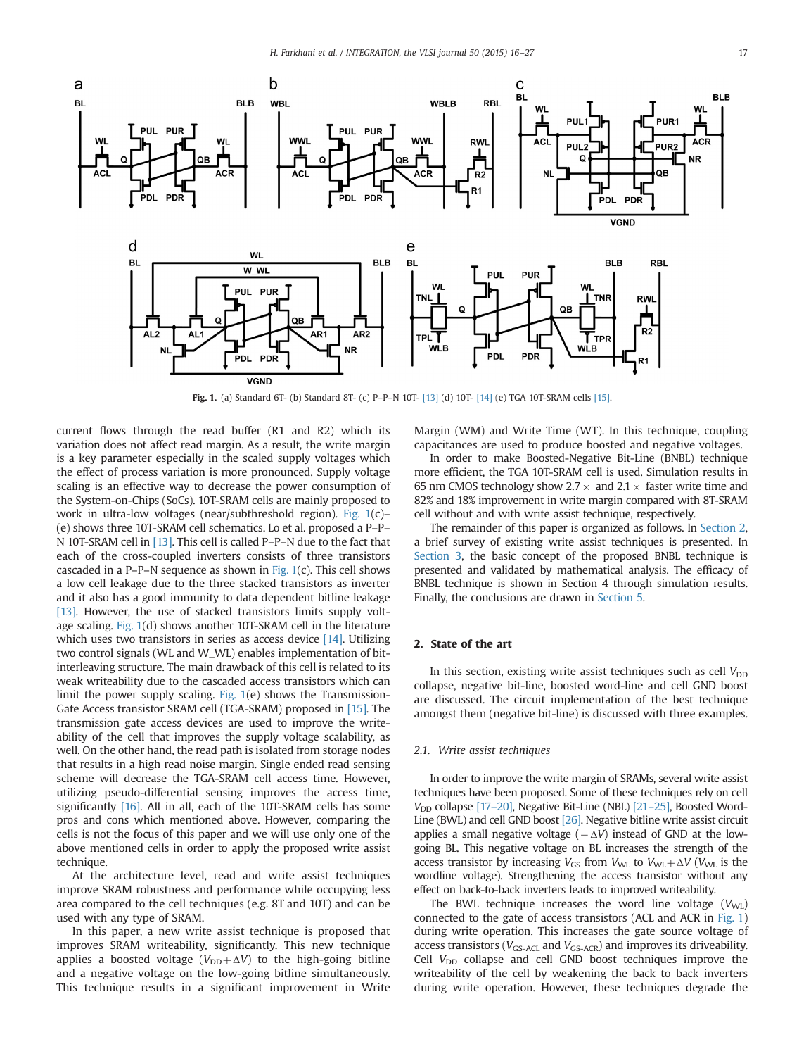**Fig. 1.** (a) Standard 6T- (b) Standard 8T- (c) P–P–N 10T- [13] (d) 10T- [14] (e) TGA 10T-SRAM cells [15].

current flows through the read buffer (R1 and R2) which its variation does not affect read margin. As a result, the write margin is a key parameter especially in the scaled supply voltages which the effect of process variation is more pronounced. Supply voltage scaling is an effective way to decrease the power consumption of the System-on-Chips (SoCs). 10T-SRAM cells are mainly proposed to work in ultra-low voltages (near/subthreshold region). Fig. 1(c)–(e) shows three 10T-SRAM cell schematics. Lo et al. proposed a P–P–N 10T-SRAM cell in [13]. This cell is called P–P–N due to the fact that each of the cross-coupled inverters consists of three transistors cascaded in a P–P–N sequence as shown in Fig. 1(c). This cell shows a low cell leakage due to the three stacked transistors as inverter and it also has a good immunity to data dependent bitline leakage [13]. However, the use of stacked transistors limits supply voltage scaling. Fig. 1(d) shows another 10T-SRAM cell in the literature which uses two transistors in series as access device [14]. Utilizing two control signals (WL and W_WL) enables implementation of bit-interleaving structure. The main drawback of this cell is related to its weak writeability due to the cascaded access transistors which can limit the power supply scaling. Fig. 1(e) shows the Transmission-Gate Access transistor SRAM cell (TGA-SRAM) proposed in [15]. The transmission gate access devices are used to improve the writeability of the cell that improves the supply voltage scalability, as well. On the other hand, the read path is isolated from storage nodes that results in a high read noise margin. Single ended read sensing scheme will decrease the TGA-SRAM cell access time. However, utilizing pseudo-differential sensing improves the access time, significantly [16]. All in all, each of the 10T-SRAM cells has some pros and cons which mentioned above. However, comparing the cells is not the focus of this paper and we will use only one of the above mentioned cells in order to apply the proposed write assist technique.

At the architecture level, read and write assist techniques improve SRAM robustness and performance while occupying less area compared to the cell techniques (e.g. 8T and 10T) and can be used with any type of SRAM.

In this paper, a new write assist technique is proposed that improves SRAM writeability, significantly. This new technique applies a boosted voltage ($V_{DD}+\Delta V$) to the high-going bitline and a negative voltage on the low-going bitline simultaneously. This technique results in a significant improvement in Write Margin (WM) and Write Time (WT). In this technique, coupling capacitances are used to produce boosted and negative voltages.

In order to make Boosted-Negative Bit-Line (BNBL) technique more efficient, the TGA 10T-SRAM cell is used. Simulation results in 65 nm CMOS technology show 2.7 × and 2.1 × faster write time and 82% and 18% improvement in write margin compared with 8T-SRAM cell without and with write assist technique, respectively.

The remainder of this paper is organized as follows. In Section 2, a brief survey of existing write assist techniques is presented. In Section 3, the basic concept of the proposed BNBL technique is presented and validated by mathematical analysis. The efficacy of BNBL technique is shown in Section 4 through simulation results. Finally, the conclusions are drawn in Section 5.

## 2. State of the art

In this section, existing write assist techniques such as cell $V_{DD}$ collapse, negative bit-line, boosted word-line and cell GND boost are discussed. The circuit implementation of the best technique amongst them (negative bit-line) is discussed with three examples.

### 2.1. Write assist techniques

In order to improve the write margin of SRAMs, several write assist techniques have been proposed. Some of these techniques rely on cell $V_{DD}$ collapse [17–20], Negative Bit-Line (NBL) [21–25], Boosted Word-Line (BWL) and cell GND boost [26]. Negative bitline write assist circuit applies a small negative voltage ($-\Delta V$) instead of GND at the low-going BL. This negative voltage on BL increases the strength of the access transistor by increasing $V_{GS}$ from $V_{WL}$ to $V_{WL}+\Delta V$ ($V_{WL}$ is the wordline voltage). Strengthening the access transistor without any effect on back-to-back inverters leads to improved writeability.

The BWL technique increases the word line voltage ($V_{WL}$) connected to the gate of access transistors (ACL and ACR in Fig. 1) during write operation. This increases the gate source voltage of access transistors ($V_{GS\text{-}ACL}$ and $V_{GS\text{-}ACR}$) and improves its driveability. Cell $V_{DD}$ collapse and cell GND boost techniques improve the writeability of the cell by weakening the back to back inverters during write operation. However, these techniques degrade the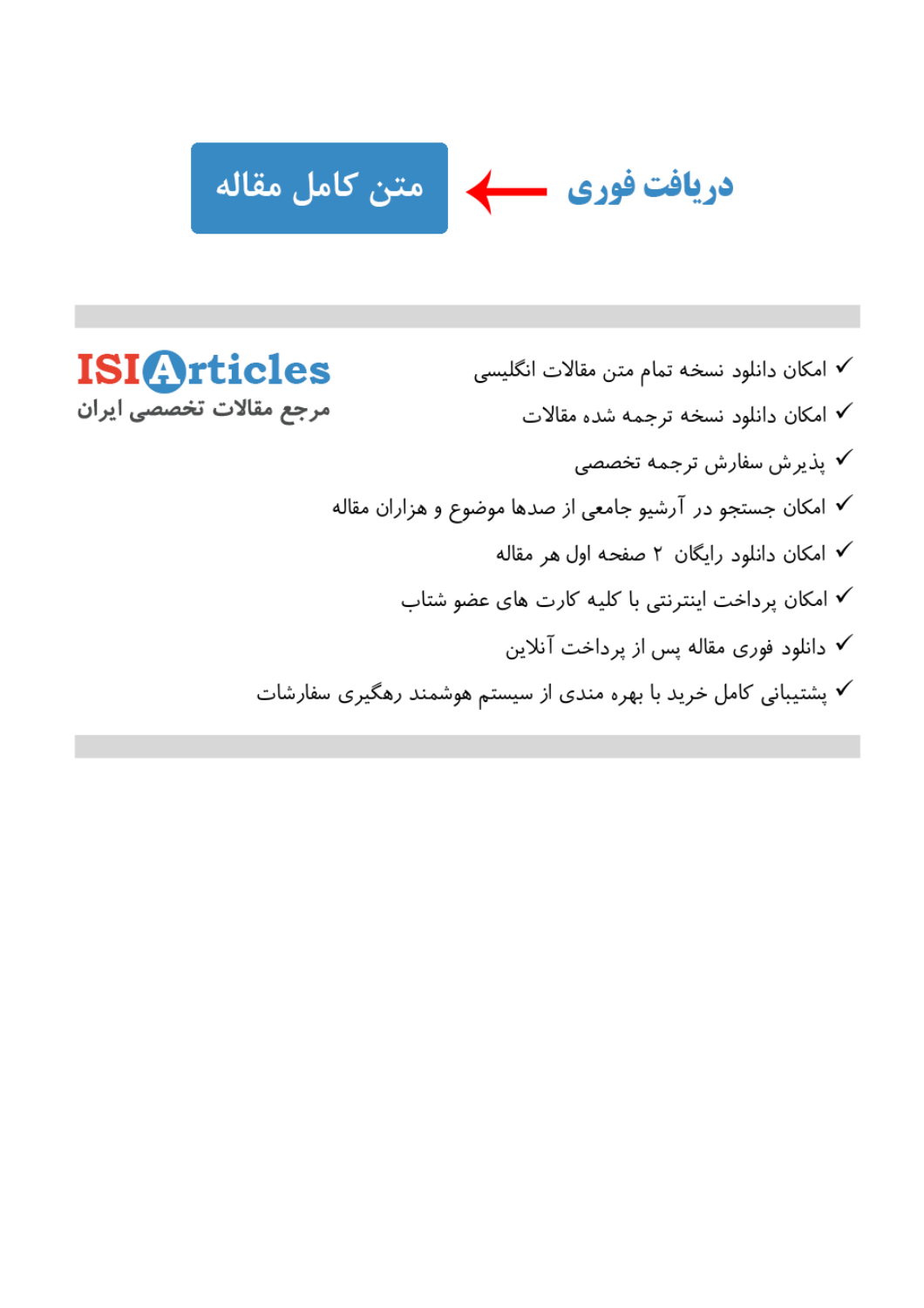دریافت فوری ← متن کامل مقاله

**ISIArticles**
مرجع مقالات تخصصی ایران

- ✓ امکان دانلود نسخه تمام متن مقالات انگلیسی
- ✓ امکان دانلود نسخه ترجمه شده مقالات
- ✓ پذیرش سفارش ترجمه تخصصی
- ✓ امکان جستجو در آرشیو جامعی از صدها موضوع و هزاران مقاله
- ✓ امکان دانلود رایگان ۲ صفحه اول هر مقاله
- ✓ امکان پرداخت اینترنتی با کلیه کارت های عضو شتاب
- ✓ دانلود فوری مقاله پس از پرداخت آنلاین
- ✓ پشتیبانی کامل خرید با بهره مندی از سیستم هوشمند رهگیری سفارشات